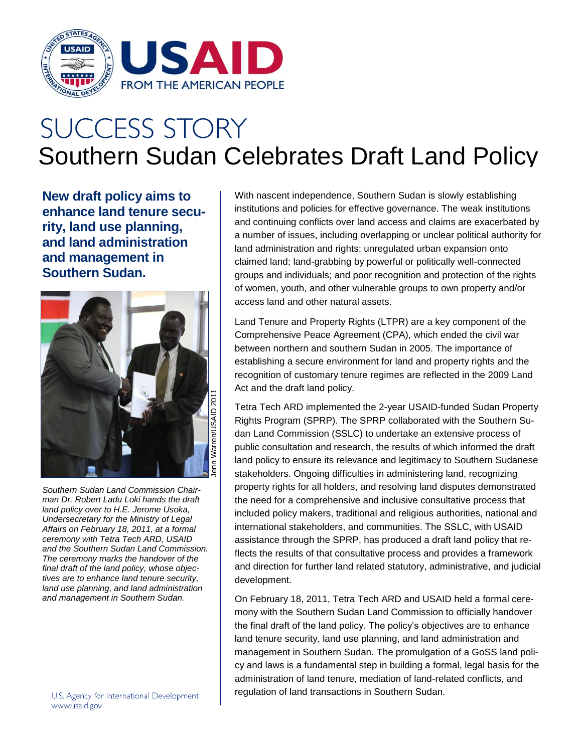USAID

FROM THE AMERICAN PEOPLE

# SUCCESS STORY

# Southern Sudan Celebrates Draft Land Policy

**New draft policy aims to enhance land tenure security, land use planning, and land administration and management in Southern Sudan.**

Jenn Warren/USAID 2011

*Southern Sudan Land Commission Chairman Dr. Robert Ladu Loki hands the draft land policy over to H.E. Jerome Usoka, Undersecretary for the Ministry of Legal Affairs on February 18, 2011, at a formal ceremony with Tetra Tech ARD, USAID and the Southern Sudan Land Commission. The ceremony marks the handover of the final draft of the land policy, whose objectives are to enhance land tenure security, land use planning, and land administration and management in Southern Sudan.*

With nascent independence, Southern Sudan is slowly establishing institutions and policies for effective governance. The weak institutions and continuing conflicts over land access and claims are exacerbated by a number of issues, including overlapping or unclear political authority for land administration and rights; unregulated urban expansion onto claimed land; land-grabbing by powerful or politically well-connected groups and individuals; and poor recognition and protection of the rights of women, youth, and other vulnerable groups to own property and/or access land and other natural assets.

Land Tenure and Property Rights (LTPR) are a key component of the Comprehensive Peace Agreement (CPA), which ended the civil war between northern and southern Sudan in 2005. The importance of establishing a secure environment for land and property rights and the recognition of customary tenure regimes are reflected in the 2009 Land Act and the draft land policy.

Tetra Tech ARD implemented the 2-year USAID-funded Sudan Property Rights Program (SPRP). The SPRP collaborated with the Southern Sudan Land Commission (SSLC) to undertake an extensive process of public consultation and research, the results of which informed the draft land policy to ensure its relevance and legitimacy to Southern Sudanese stakeholders. Ongoing difficulties in administering land, recognizing property rights for all holders, and resolving land disputes demonstrated the need for a comprehensive and inclusive consultative process that included policy makers, traditional and religious authorities, national and international stakeholders, and communities. The SSLC, with USAID assistance through the SPRP, has produced a draft land policy that reflects the results of that consultative process and provides a framework and direction for further land related statutory, administrative, and judicial development.

On February 18, 2011, Tetra Tech ARD and USAID held a formal ceremony with the Southern Sudan Land Commission to officially handover the final draft of the land policy. The policy's objectives are to enhance land tenure security, land use planning, and land administration and management in Southern Sudan. The promulgation of a GoSS land policy and laws is a fundamental step in building a formal, legal basis for the administration of land tenure, mediation of land-related conflicts, and regulation of land transactions in Southern Sudan.

U.S. Agency for International Development
www.usaid.gov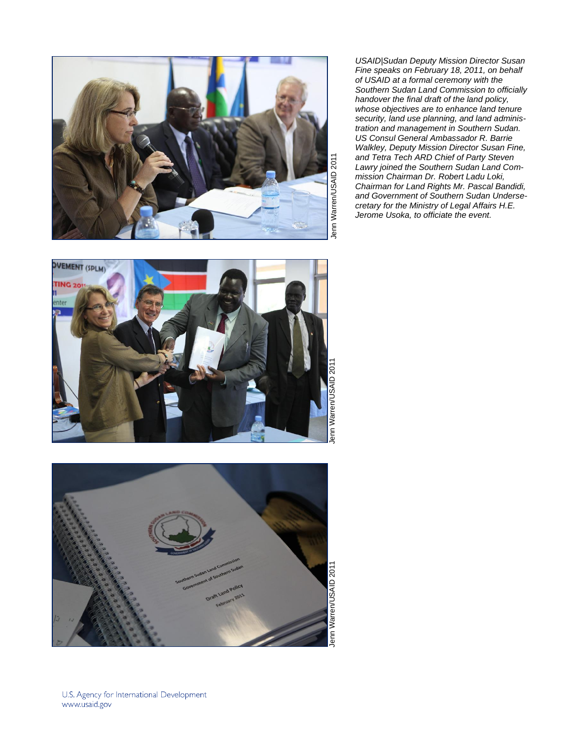*USAID|Sudan Deputy Mission Director Susan Fine speaks on February 18, 2011, on behalf of USAID at a formal ceremony with the Southern Sudan Land Commission to officially handover the final draft of the land policy, whose objectives are to enhance land tenure security, land use planning, and land administration and management in Southern Sudan. US Consul General Ambassador R. Barrie Walkley, Deputy Mission Director Susan Fine, and Tetra Tech ARD Chief of Party Steven Lawry joined the Southern Sudan Land Commission Chairman Dr. Robert Ladu Loki, Chairman for Land Rights Mr. Pascal Bandidi, and Government of Southern Sudan Undersecretary for the Ministry of Legal Affairs H.E. Jerome Usoka, to officiate the event.*

Jenn Warren/USAID 2011

Jenn Warren/USAID 2011

Jenn Warren/USAID 2011